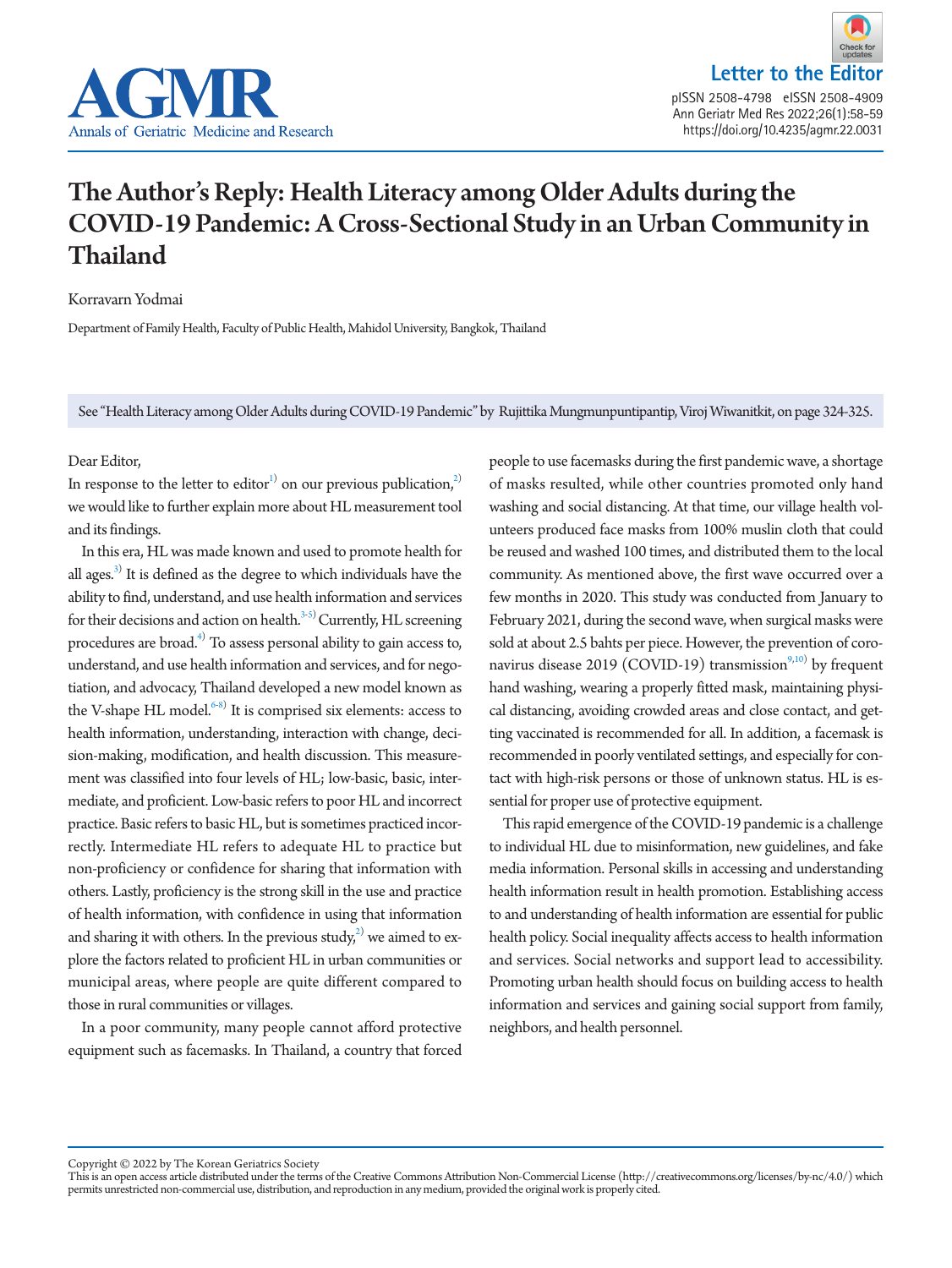Letter to the Editor

# The Author's Reply: Health Literacy among Older Adults during the COVID-19 Pandemic: A Cross-Sectional Study in an Urban Community in Thailand

Korravarn Yodmai

Department of Family Health, Faculty of Public Health, Mahidol University, Bangkok, Thailand

See "Health Literacy among Older Adults during COVID-19 Pandemic" by Rujittika Mungmunpuntipantip, Viroj Wiwanitkit, on page 324-325.

Dear Editor,

In response to the letter to editor[1] on our previous publication,[2] we would like to further explain more about HL measurement tool and its findings.

In this era, HL was made known and used to promote health for all ages.[3] It is defined as the degree to which individuals have the ability to find, understand, and use health information and services for their decisions and action on health.[3-5] Currently, HL screening procedures are broad.[4] To assess personal ability to gain access to, understand, and use health information and services, and for negotiation, and advocacy, Thailand developed a new model known as the V-shape HL model.[6-8] It is comprised six elements: access to health information, understanding, interaction with change, decision-making, modification, and health discussion. This measurement was classified into four levels of HL; low-basic, basic, intermediate, and proficient. Low-basic refers to poor HL and incorrect practice. Basic refers to basic HL, but is sometimes practiced incorrectly. Intermediate HL refers to adequate HL to practice but non-proficiency or confidence for sharing that information with others. Lastly, proficiency is the strong skill in the use and practice of health information, with confidence in using that information and sharing it with others. In the previous study,[2] we aimed to explore the factors related to proficient HL in urban communities or municipal areas, where people are quite different compared to those in rural communities or villages.

In a poor community, many people cannot afford protective equipment such as facemasks. In Thailand, a country that forced people to use facemasks during the first pandemic wave, a shortage of masks resulted, while other countries promoted only hand washing and social distancing. At that time, our village health volunteers produced face masks from 100% muslin cloth that could be reused and washed 100 times, and distributed them to the local community. As mentioned above, the first wave occurred over a few months in 2020. This study was conducted from January to February 2021, during the second wave, when surgical masks were sold at about 2.5 bahts per piece. However, the prevention of coronavirus disease 2019 (COVID-19) transmission[9,10] by frequent hand washing, wearing a properly fitted mask, maintaining physical distancing, avoiding crowded areas and close contact, and getting vaccinated is recommended for all. In addition, a facemask is recommended in poorly ventilated settings, and especially for contact with high-risk persons or those of unknown status. HL is essential for proper use of protective equipment.

This rapid emergence of the COVID-19 pandemic is a challenge to individual HL due to misinformation, new guidelines, and fake media information. Personal skills in accessing and understanding health information result in health promotion. Establishing access to and understanding of health information are essential for public health policy. Social inequality affects access to health information and services. Social networks and support lead to accessibility. Promoting urban health should focus on building access to health information and services and gaining social support from family, neighbors, and health personnel.

Copyright © 2022 by The Korean Geriatrics Society
This is an open access article distributed under the terms of the Creative Commons Attribution Non-Commercial License (http://creativecommons.org/licenses/by-nc/4.0/) which permits unrestricted non-commercial use, distribution, and reproduction in any medium, provided the original work is properly cited.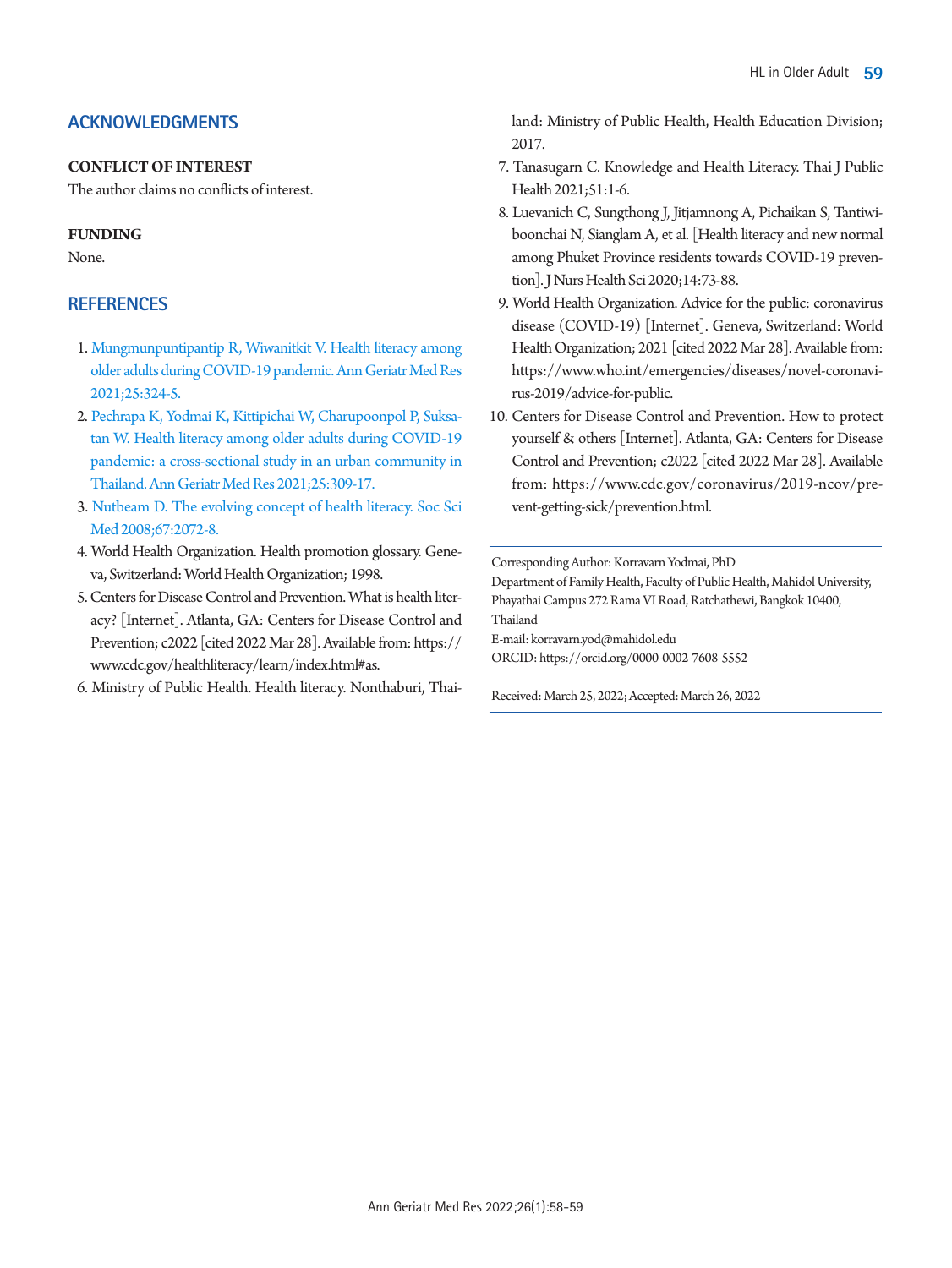## ACKNOWLEDGMENTS

### CONFLICT OF INTEREST

The author claims no conflicts of interest.

### FUNDING

None.

## REFERENCES

1. Mungmunpuntipantip R, Wiwanitkit V. Health literacy among older adults during COVID-19 pandemic. Ann Geriatr Med Res 2021;25:324-5.
2. Pechrapa K, Yodmai K, Kittipichai W, Charupoonpol P, Suksatan W. Health literacy among older adults during COVID-19 pandemic: a cross-sectional study in an urban community in Thailand. Ann Geriatr Med Res 2021;25:309-17.
3. Nutbeam D. The evolving concept of health literacy. Soc Sci Med 2008;67:2072-8.
4. World Health Organization. Health promotion glossary. Geneva, Switzerland: World Health Organization; 1998.
5. Centers for Disease Control and Prevention. What is health literacy? [Internet]. Atlanta, GA: Centers for Disease Control and Prevention; c2022 [cited 2022 Mar 28]. Available from: https://www.cdc.gov/healthliteracy/learn/index.html#as.
6. Ministry of Public Health. Health literacy. Nonthaburi, Thailand: Ministry of Public Health, Health Education Division; 2017.
7. Tanasugarn C. Knowledge and Health Literacy. Thai J Public Health 2021;51:1-6.
8. Luevanich C, Sungthong J, Jitjamnong A, Pichaikan S, Tantiwiboonchai N, Sianglam A, et al. [Health literacy and new normal among Phuket Province residents towards COVID-19 prevention]. J Nurs Health Sci 2020;14:73-88.
9. World Health Organization. Advice for the public: coronavirus disease (COVID-19) [Internet]. Geneva, Switzerland: World Health Organization; 2021 [cited 2022 Mar 28]. Available from: https://www.who.int/emergencies/diseases/novel-coronavirus-2019/advice-for-public.
10. Centers for Disease Control and Prevention. How to protect yourself & others [Internet]. Atlanta, GA: Centers for Disease Control and Prevention; c2022 [cited 2022 Mar 28]. Available from: https://www.cdc.gov/coronavirus/2019-ncov/prevent-getting-sick/prevention.html.

Corresponding Author: Korravarn Yodmai, PhD
Department of Family Health, Faculty of Public Health, Mahidol University, Phayathai Campus 272 Rama VI Road, Ratchathewi, Bangkok 10400, Thailand
E-mail: korravarn.yod@mahidol.edu
ORCID: https://orcid.org/0000-0002-7608-5552

Received: March 25, 2022; Accepted: March 26, 2022